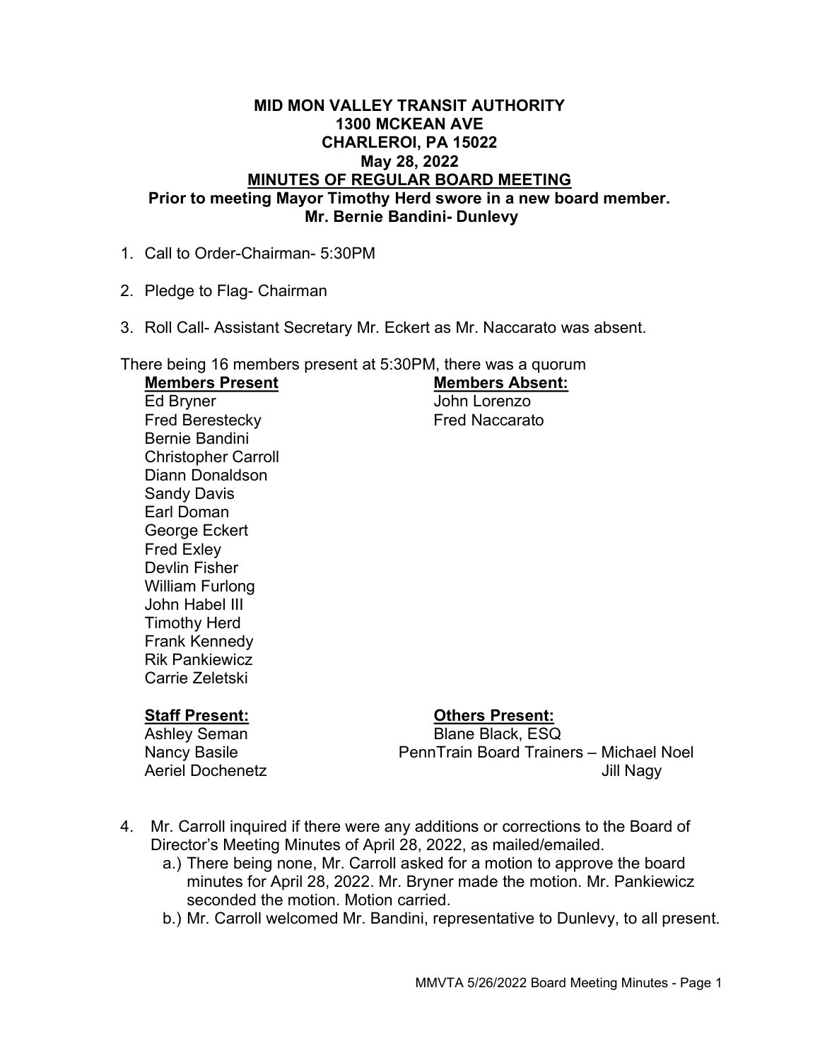# MID MON VALLEY TRANSIT AUTHORITY
## 1300 MCKEAN AVE
## CHARLEROI, PA 15022
## May 28, 2022
## MINUTES OF REGULAR BOARD MEETING

**Prior to meeting Mayor Timothy Herd swore in a new board member.**
**Mr. Bernie Bandini- Dunlevy**

1. Call to Order-Chairman- 5:30PM

2. Pledge to Flag- Chairman

3. Roll Call- Assistant Secretary Mr. Eckert as Mr. Naccarato was absent.

There being 16 members present at 5:30PM, there was a quorum

| **Members Present** | **Members Absent:** |
|---|---|
| Ed Bryner | John Lorenzo |
| Fred Berestecky | Fred Naccarato |
| Bernie Bandini | |
| Christopher Carroll | |
| Diann Donaldson | |
| Sandy Davis | |
| Earl Doman | |
| George Eckert | |
| Fred Exley | |
| Devlin Fisher | |
| William Furlong | |
| John Habel III | |
| Timothy Herd | |
| Frank Kennedy | |
| Rik Pankiewicz | |
| Carrie Zeletski | |

| **Staff Present:** | **Others Present:** |
|---|---|
| Ashley Seman | Blane Black, ESQ |
| Nancy Basile | PennTrain Board Trainers – Michael Noel |
| Aeriel Dochenetz | Jill Nagy |

4. Mr. Carroll inquired if there were any additions or corrections to the Board of Director's Meeting Minutes of April 28, 2022, as mailed/emailed.
   a.) There being none, Mr. Carroll asked for a motion to approve the board minutes for April 28, 2022. Mr. Bryner made the motion. Mr. Pankiewicz seconded the motion. Motion carried.
   b.) Mr. Carroll welcomed Mr. Bandini, representative to Dunlevy, to all present.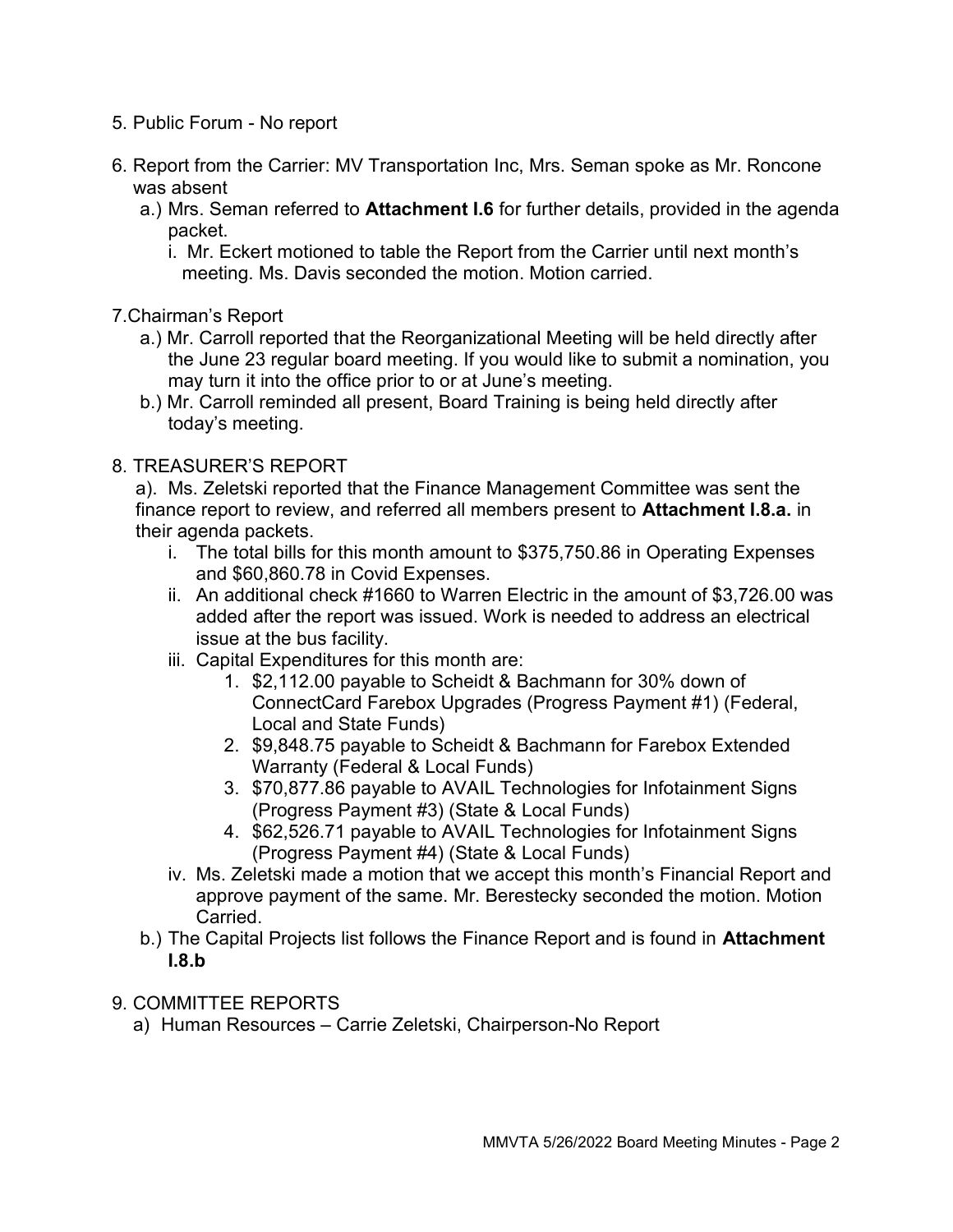5. Public Forum - No report

6. Report from the Carrier: MV Transportation Inc, Mrs. Seman spoke as Mr. Roncone was absent
   a.) Mrs. Seman referred to **Attachment I.6** for further details, provided in the agenda packet.
      i. Mr. Eckert motioned to table the Report from the Carrier until next month's meeting. Ms. Davis seconded the motion. Motion carried.

7.Chairman's Report
   a.) Mr. Carroll reported that the Reorganizational Meeting will be held directly after the June 23 regular board meeting. If you would like to submit a nomination, you may turn it into the office prior to or at June's meeting.
   b.) Mr. Carroll reminded all present, Board Training is being held directly after today's meeting.

8. TREASURER'S REPORT

   a). Ms. Zeletski reported that the Finance Management Committee was sent the finance report to review, and referred all members present to **Attachment I.8.a.** in their agenda packets.
      i. The total bills for this month amount to $375,750.86 in Operating Expenses and $60,860.78 in Covid Expenses.
      ii. An additional check #1660 to Warren Electric in the amount of $3,726.00 was added after the report was issued. Work is needed to address an electrical issue at the bus facility.
      iii. Capital Expenditures for this month are:
         1. $2,112.00 payable to Scheidt & Bachmann for 30% down of ConnectCard Farebox Upgrades (Progress Payment #1) (Federal, Local and State Funds)
         2. $9,848.75 payable to Scheidt & Bachmann for Farebox Extended Warranty (Federal & Local Funds)
         3. $70,877.86 payable to AVAIL Technologies for Infotainment Signs (Progress Payment #3) (State & Local Funds)
         4. $62,526.71 payable to AVAIL Technologies for Infotainment Signs (Progress Payment #4) (State & Local Funds)
      iv. Ms. Zeletski made a motion that we accept this month's Financial Report and approve payment of the same. Mr. Berestecky seconded the motion. Motion Carried.

   b.) The Capital Projects list follows the Finance Report and is found in **Attachment I.8.b**

9. COMMITTEE REPORTS
   a) Human Resources – Carrie Zeletski, Chairperson-No Report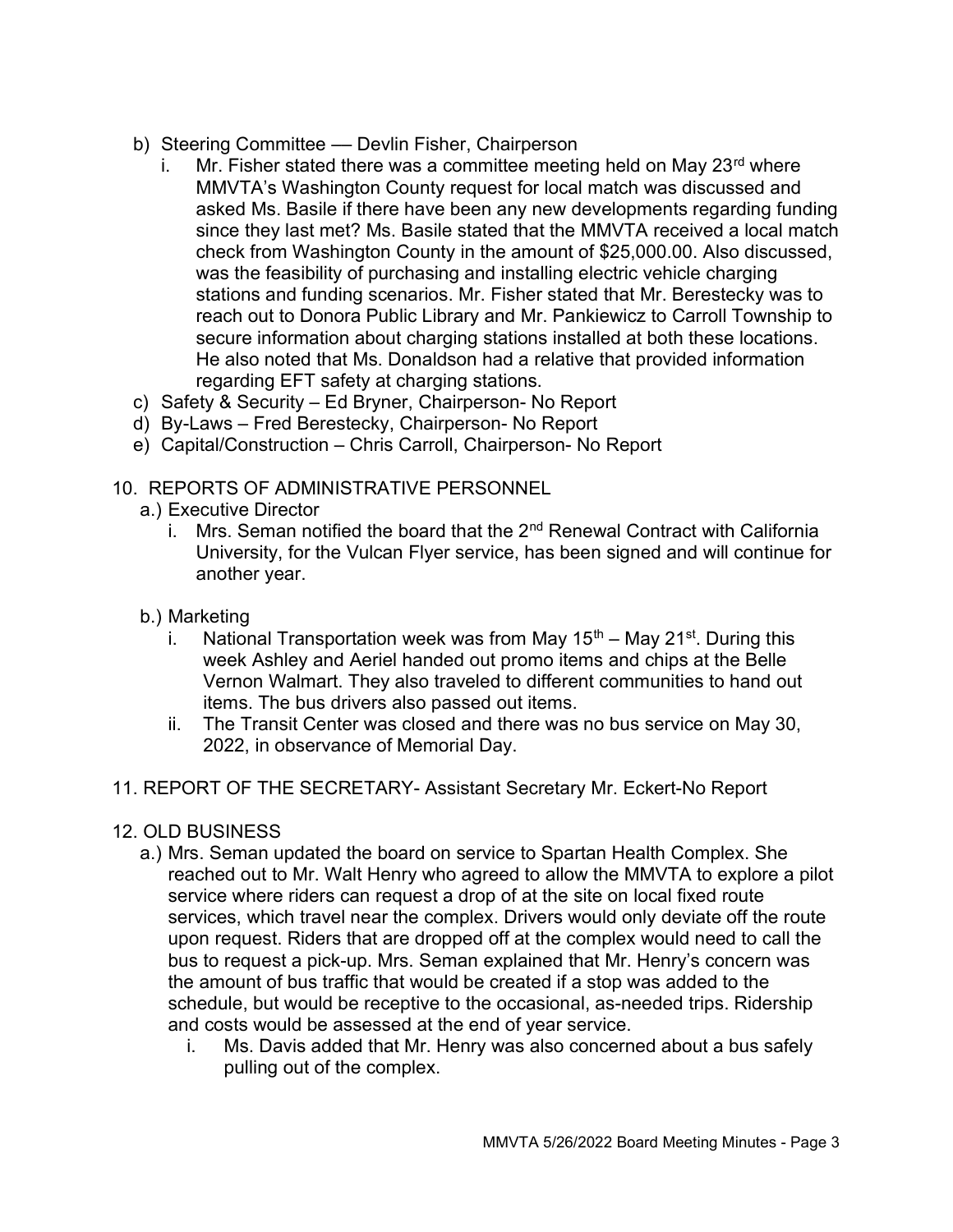b) Steering Committee — Devlin Fisher, Chairperson
   i. Mr. Fisher stated there was a committee meeting held on May 23rd where MMVTA's Washington County request for local match was discussed and asked Ms. Basile if there have been any new developments regarding funding since they last met? Ms. Basile stated that the MMVTA received a local match check from Washington County in the amount of $25,000.00. Also discussed, was the feasibility of purchasing and installing electric vehicle charging stations and funding scenarios. Mr. Fisher stated that Mr. Berestecky was to reach out to Donora Public Library and Mr. Pankiewicz to Carroll Township to secure information about charging stations installed at both these locations. He also noted that Ms. Donaldson had a relative that provided information regarding EFT safety at charging stations.

c) Safety & Security – Ed Bryner, Chairperson- No Report

d) By-Laws – Fred Berestecky, Chairperson- No Report

e) Capital/Construction – Chris Carroll, Chairperson- No Report

10. REPORTS OF ADMINISTRATIVE PERSONNEL

a.) Executive Director
   i. Mrs. Seman notified the board that the 2nd Renewal Contract with California University, for the Vulcan Flyer service, has been signed and will continue for another year.

b.) Marketing
   i. National Transportation week was from May 15th – May 21st. During this week Ashley and Aeriel handed out promo items and chips at the Belle Vernon Walmart. They also traveled to different communities to hand out items. The bus drivers also passed out items.
   ii. The Transit Center was closed and there was no bus service on May 30, 2022, in observance of Memorial Day.

11. REPORT OF THE SECRETARY- Assistant Secretary Mr. Eckert-No Report

12. OLD BUSINESS

a.) Mrs. Seman updated the board on service to Spartan Health Complex. She reached out to Mr. Walt Henry who agreed to allow the MMVTA to explore a pilot service where riders can request a drop of at the site on local fixed route services, which travel near the complex. Drivers would only deviate off the route upon request. Riders that are dropped off at the complex would need to call the bus to request a pick-up. Mrs. Seman explained that Mr. Henry's concern was the amount of bus traffic that would be created if a stop was added to the schedule, but would be receptive to the occasional, as-needed trips. Ridership and costs would be assessed at the end of year service.
   i. Ms. Davis added that Mr. Henry was also concerned about a bus safely pulling out of the complex.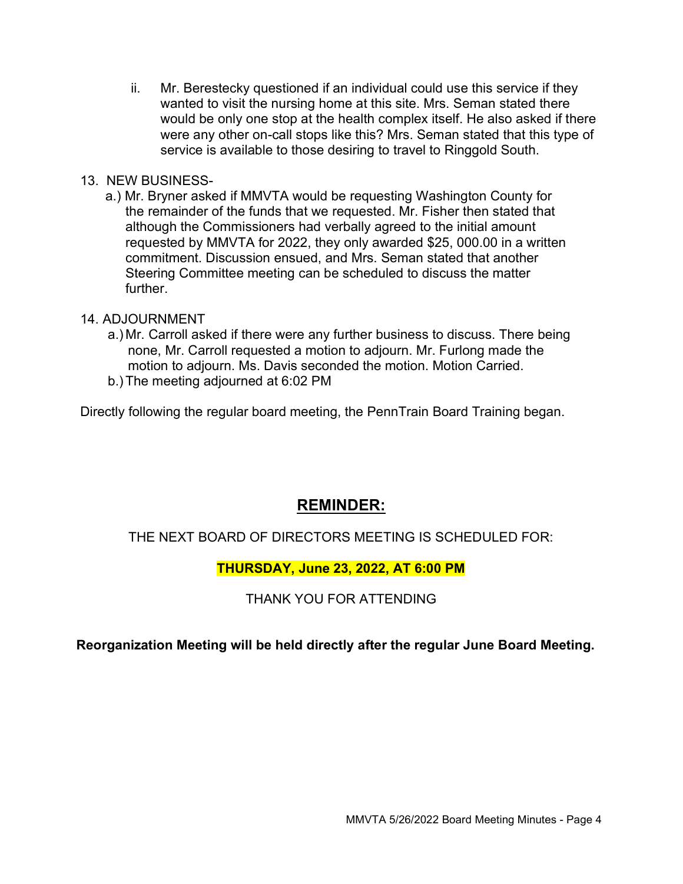ii. Mr. Berestecky questioned if an individual could use this service if they wanted to visit the nursing home at this site. Mrs. Seman stated there would be only one stop at the health complex itself. He also asked if there were any other on-call stops like this? Mrs. Seman stated that this type of service is available to those desiring to travel to Ringgold South.

13. NEW BUSINESS-

a.) Mr. Bryner asked if MMVTA would be requesting Washington County for the remainder of the funds that we requested. Mr. Fisher then stated that although the Commissioners had verbally agreed to the initial amount requested by MMVTA for 2022, they only awarded $25, 000.00 in a written commitment. Discussion ensued, and Mrs. Seman stated that another Steering Committee meeting can be scheduled to discuss the matter further.

14. ADJOURNMENT

a.) Mr. Carroll asked if there were any further business to discuss. There being none, Mr. Carroll requested a motion to adjourn. Mr. Furlong made the motion to adjourn. Ms. Davis seconded the motion. Motion Carried.

b.) The meeting adjourned at 6:02 PM

Directly following the regular board meeting, the PennTrain Board Training began.

## REMINDER:

THE NEXT BOARD OF DIRECTORS MEETING IS SCHEDULED FOR:

**THURSDAY, June 23, 2022, AT 6:00 PM**

THANK YOU FOR ATTENDING

**Reorganization Meeting will be held directly after the regular June Board Meeting.**